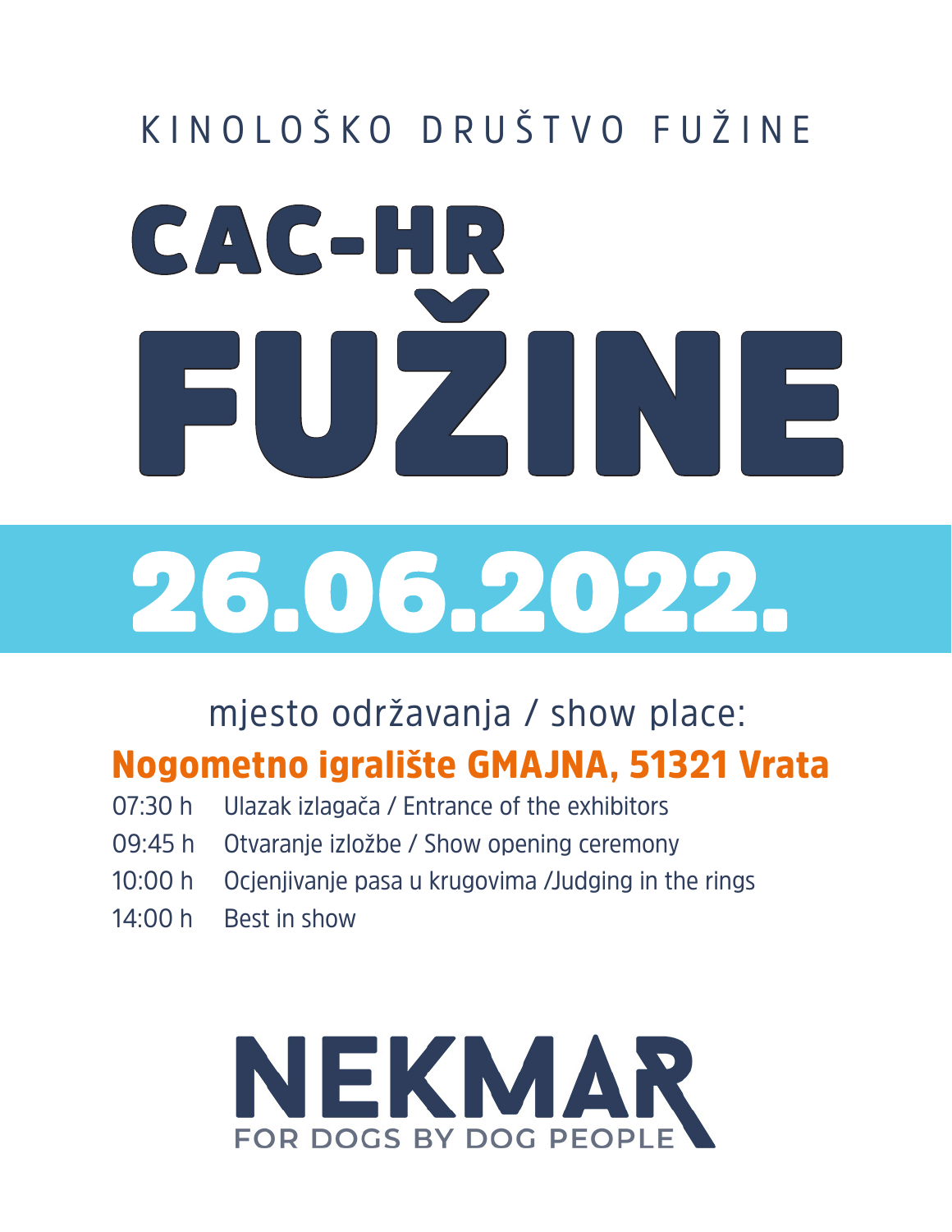KINOLOŠKO DRUŠTVO FUŽINE

# CAC-HR FUŽINE

# 26.06.2022.

mjesto održavanja / show place:

**Nogometno igralište GMAJNA, 51321 Vrata**

07:30 h Ulazak izlagača / Entrance of the exhibitors

09:45 h Otvaranje izložbe / Show opening ceremony

10:00 h Ocjenjivanje pasa u krugovima /Judging in the rings

14:00 h Best in show

NEKMAR

FOR DOGS BY DOG PEOPLE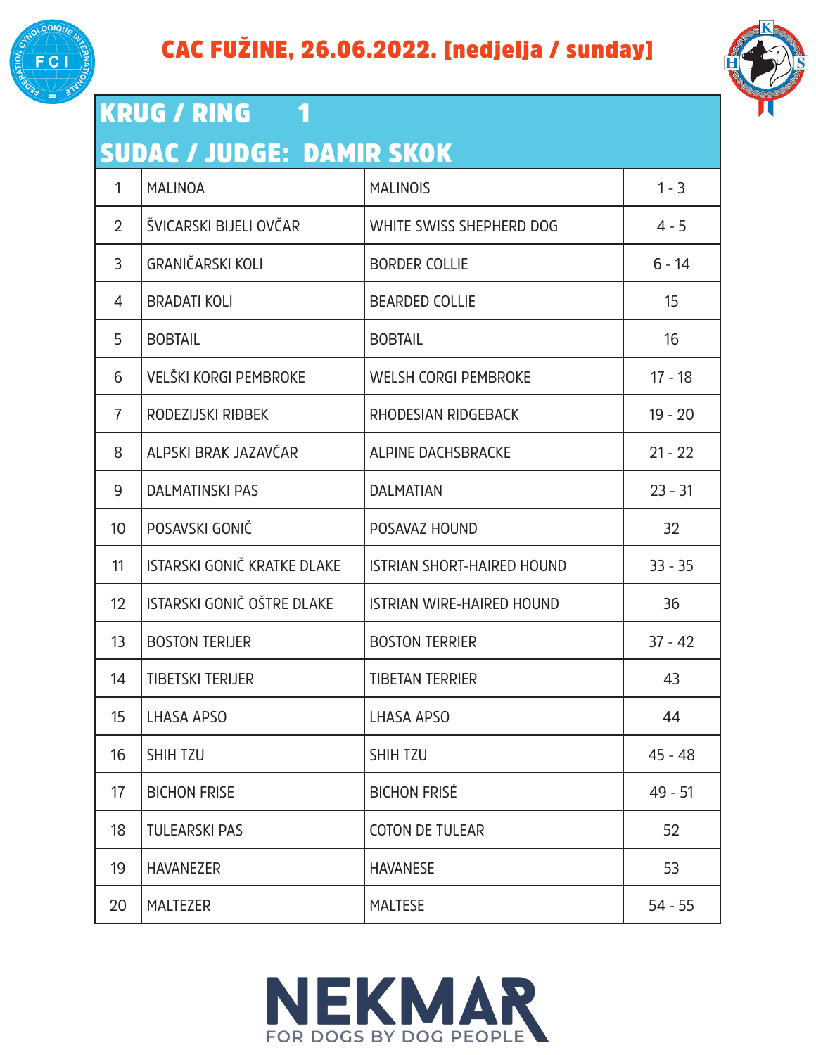# CAC FUŽINE, 26.06.2022. [nedjelja / sunday]

## KRUG / RING 1

## SUDAC / JUDGE: DAMIR SKOK

| | | | |
|---|---|---|---|
| 1 | MALINOA | MALINOIS | 1 - 3 |
| 2 | ŠVICARSKI BIJELI OVČAR | WHITE SWISS SHEPHERD DOG | 4 - 5 |
| 3 | GRANIČARSKI KOLI | BORDER COLLIE | 6 - 14 |
| 4 | BRADATI KOLI | BEARDED COLLIE | 15 |
| 5 | BOBTAIL | BOBTAIL | 16 |
| 6 | VELŠKI KORGI PEMBROKE | WELSH CORGI PEMBROKE | 17 - 18 |
| 7 | RODEZIJSKI RIĐBEK | RHODESIAN RIDGEBACK | 19 - 20 |
| 8 | ALPSKI BRAK JAZAVČAR | ALPINE DACHSBRACKE | 21 - 22 |
| 9 | DALMATINSKI PAS | DALMATIAN | 23 - 31 |
| 10 | POSAVSKI GONIČ | POSAVAZ HOUND | 32 |
| 11 | ISTARSKI GONIČ KRATKE DLAKE | ISTRIAN SHORT-HAIRED HOUND | 33 - 35 |
| 12 | ISTARSKI GONIČ OŠTRE DLAKE | ISTRIAN WIRE-HAIRED HOUND | 36 |
| 13 | BOSTON TERIJER | BOSTON TERRIER | 37 - 42 |
| 14 | TIBETSKI TERIJER | TIBETAN TERRIER | 43 |
| 15 | LHASA APSO | LHASA APSO | 44 |
| 16 | SHIH TZU | SHIH TZU | 45 - 48 |
| 17 | BICHON FRISE | BICHON FRISÉ | 49 - 51 |
| 18 | TULEARSKI PAS | COTON DE TULEAR | 52 |
| 19 | HAVANEZER | HAVANESE | 53 |
| 20 | MALTEZER | MALTESE | 54 - 55 |

NEKMAR
FOR DOGS BY DOG PEOPLE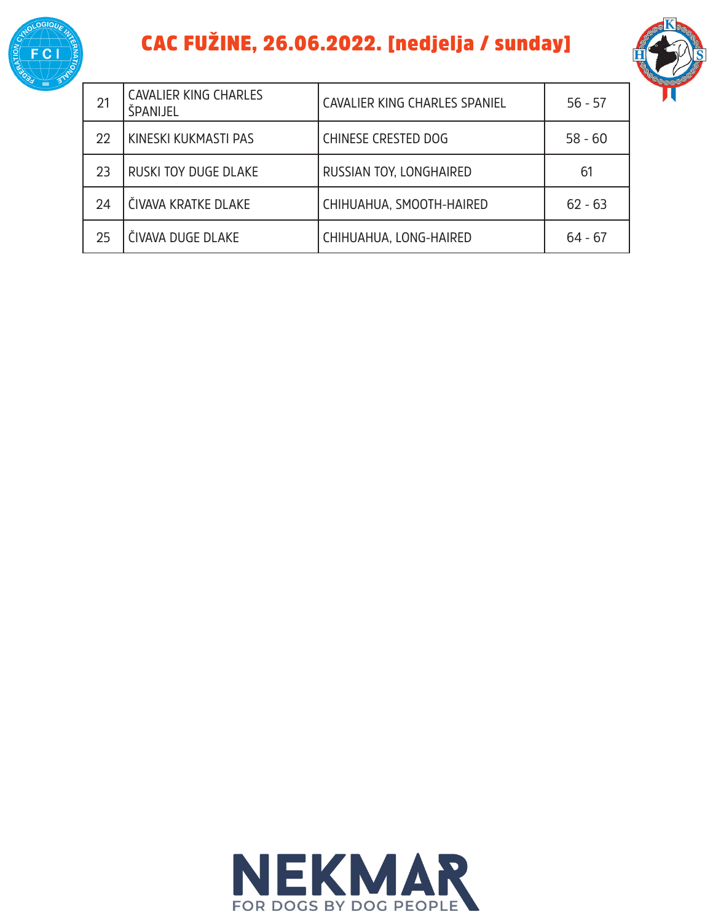# CAC FUŽINE, 26.06.2022. [nedjelja / sunday]

| 21 | CAVALIER KING CHARLES ŠPANIJEL | CAVALIER KING CHARLES SPANIEL | 56 - 57 |
|---|---|---|---|
| 22 | KINESKI KUKMASTI PAS | CHINESE CRESTED DOG | 58 - 60 |
| 23 | RUSKI TOY DUGE DLAKE | RUSSIAN TOY, LONGHAIRED | 61 |
| 24 | ČIVAVA KRATKE DLAKE | CHIHUAHUA, SMOOTH-HAIRED | 62 - 63 |
| 25 | ČIVAVA DUGE DLAKE | CHIHUAHUA, LONG-HAIRED | 64 - 67 |

NEKMAR
FOR DOGS BY DOG PEOPLE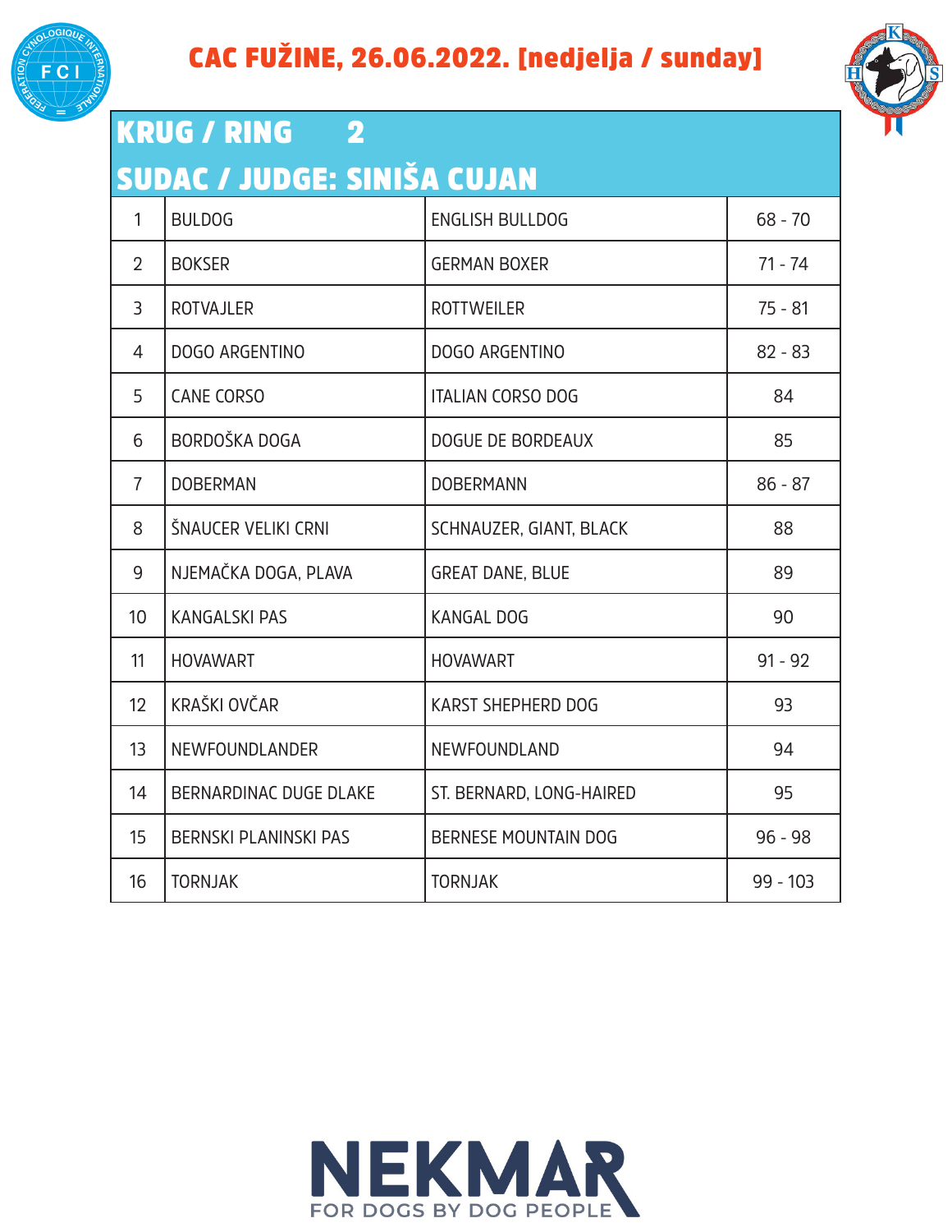# CAC FUŽINE, 26.06.2022. [nedjelja / sunday]

## KRUG / RING 2

## SUDAC / JUDGE: SINIŠA CUJAN

| | | | |
|---|---|---|---|
| 1 | BULDOG | ENGLISH BULLDOG | 68 - 70 |
| 2 | BOKSER | GERMAN BOXER | 71 - 74 |
| 3 | ROTVAJLER | ROTTWEILER | 75 - 81 |
| 4 | DOGO ARGENTINO | DOGO ARGENTINO | 82 - 83 |
| 5 | CANE CORSO | ITALIAN CORSO DOG | 84 |
| 6 | BORDOŠKA DOGA | DOGUE DE BORDEAUX | 85 |
| 7 | DOBERMAN | DOBERMANN | 86 - 87 |
| 8 | ŠNAUCER VELIKI CRNI | SCHNAUZER, GIANT, BLACK | 88 |
| 9 | NJEMAČKA DOGA, PLAVA | GREAT DANE, BLUE | 89 |
| 10 | KANGALSKI PAS | KANGAL DOG | 90 |
| 11 | HOVAWART | HOVAWART | 91 - 92 |
| 12 | KRAŠKI OVČAR | KARST SHEPHERD DOG | 93 |
| 13 | NEWFOUNDLANDER | NEWFOUNDLAND | 94 |
| 14 | BERNARDINAC DUGE DLAKE | ST. BERNARD, LONG-HAIRED | 95 |
| 15 | BERNSKI PLANINSKI PAS | BERNESE MOUNTAIN DOG | 96 - 98 |
| 16 | TORNJAK | TORNJAK | 99 - 103 |

NEKMAR
FOR DOGS BY DOG PEOPLE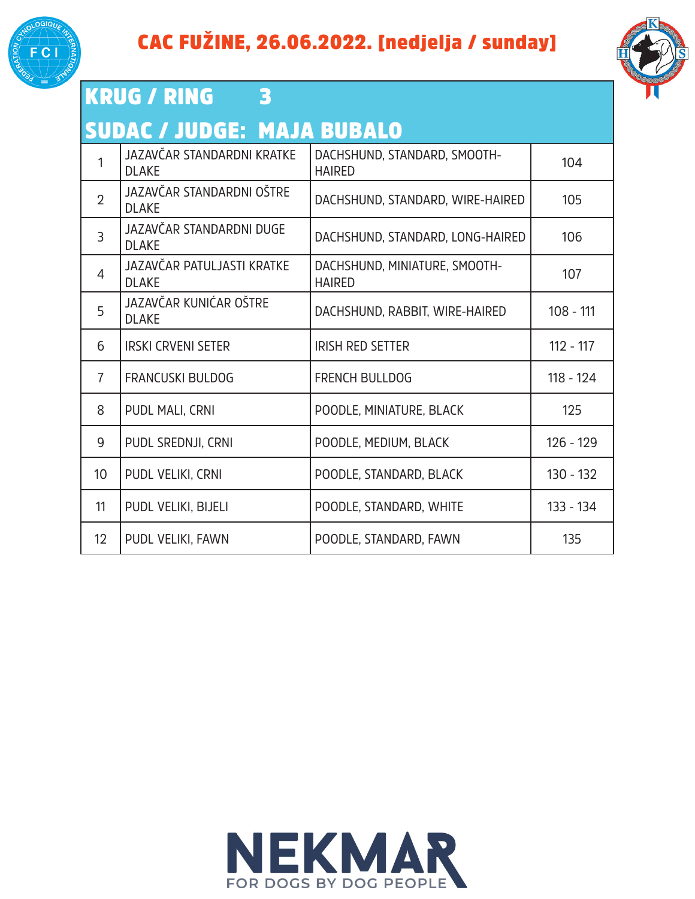# CAC FUŽINE, 26.06.2022. [nedjelja / sunday]

## KRUG / RING 3

## SUDAC / JUDGE: MAJA BUBALO

| | | | |
|---|---|---|---|
| 1 | JAZAVČAR STANDARDNI KRATKE DLAKE | DACHSHUND, STANDARD, SMOOTH-HAIRED | 104 |
| 2 | JAZAVČAR STANDARDNI OŠTRE DLAKE | DACHSHUND, STANDARD, WIRE-HAIRED | 105 |
| 3 | JAZAVČAR STANDARDNI DUGE DLAKE | DACHSHUND, STANDARD, LONG-HAIRED | 106 |
| 4 | JAZAVČAR PATULJASTI KRATKE DLAKE | DACHSHUND, MINIATURE, SMOOTH-HAIRED | 107 |
| 5 | JAZAVČAR KUNIĆAR OŠTRE DLAKE | DACHSHUND, RABBIT, WIRE-HAIRED | 108 - 111 |
| 6 | IRSKI CRVENI SETER | IRISH RED SETTER | 112 - 117 |
| 7 | FRANCUSKI BULDOG | FRENCH BULLDOG | 118 - 124 |
| 8 | PUDL MALI, CRNI | POODLE, MINIATURE, BLACK | 125 |
| 9 | PUDL SREDNJI, CRNI | POODLE, MEDIUM, BLACK | 126 - 129 |
| 10 | PUDL VELIKI, CRNI | POODLE, STANDARD, BLACK | 130 - 132 |
| 11 | PUDL VELIKI, BIJELI | POODLE, STANDARD, WHITE | 133 - 134 |
| 12 | PUDL VELIKI, FAWN | POODLE, STANDARD, FAWN | 135 |

NEKMAR
FOR DOGS BY DOG PEOPLE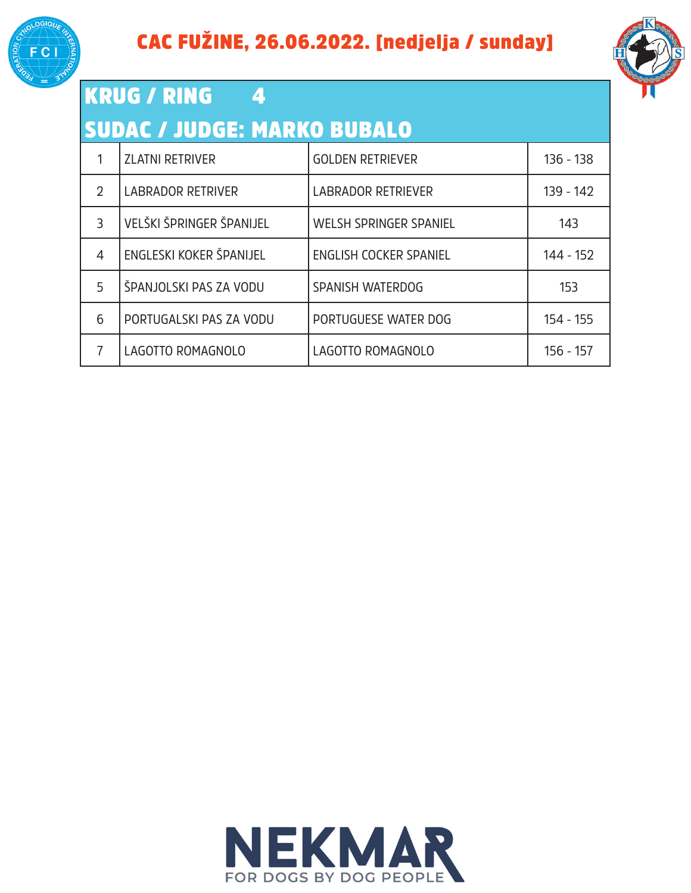# CAC FUŽINE, 26.06.2022. [nedjelja / sunday]

## KRUG / RING 4

## SUDAC / JUDGE: MARKO BUBALO

| | | | |
|---|---|---|---|
| 1 | ZLATNI RETRIVER | GOLDEN RETRIEVER | 136 - 138 |
| 2 | LABRADOR RETRIVER | LABRADOR RETRIEVER | 139 - 142 |
| 3 | VELŠKI ŠPRINGER ŠPANIJEL | WELSH SPRINGER SPANIEL | 143 |
| 4 | ENGLESKI KOKER ŠPANIJEL | ENGLISH COCKER SPANIEL | 144 - 152 |
| 5 | ŠPANJOLSKI PAS ZA VODU | SPANISH WATERDOG | 153 |
| 6 | PORTUGALSKI PAS ZA VODU | PORTUGUESE WATER DOG | 154 - 155 |
| 7 | LAGOTTO ROMAGNOLO | LAGOTTO ROMAGNOLO | 156 - 157 |

NEKMAR
FOR DOGS BY DOG PEOPLE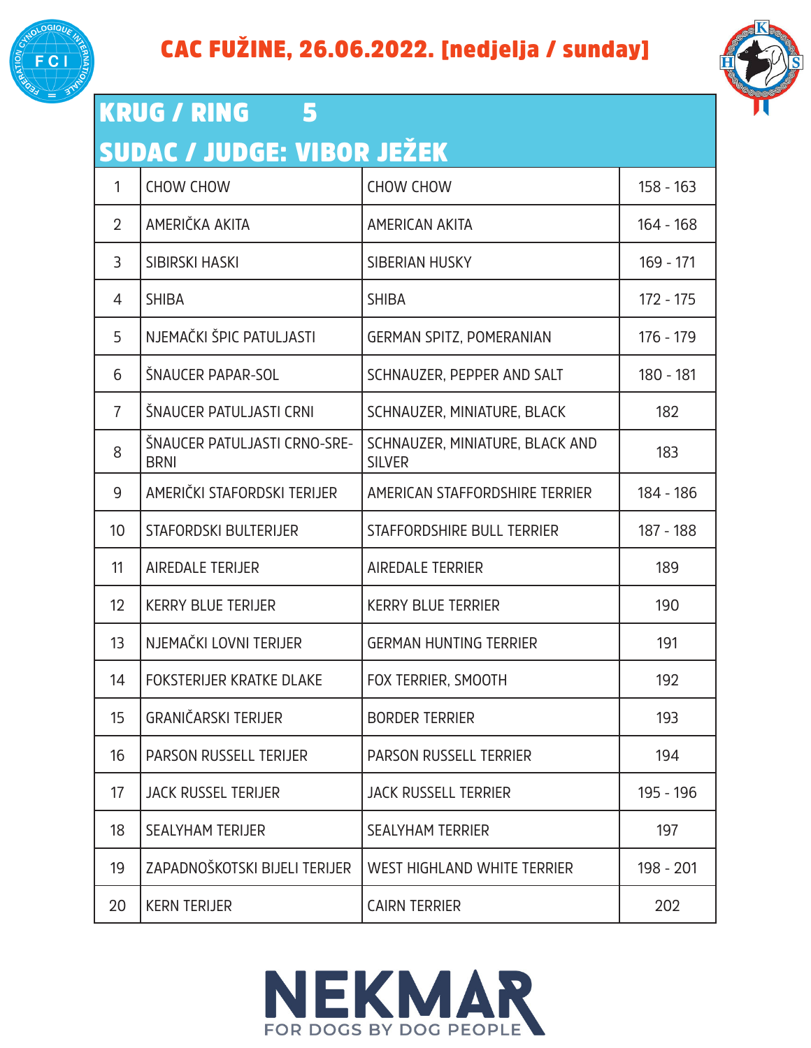# CAC FUŽINE, 26.06.2022. [nedjelja / sunday]

## KRUG / RING 5

## SUDAC / JUDGE: VIBOR JEŽEK

| | | | |
|---|---|---|---|
| 1 | CHOW CHOW | CHOW CHOW | 158 - 163 |
| 2 | AMERIČKA AKITA | AMERICAN AKITA | 164 - 168 |
| 3 | SIBIRSKI HASKI | SIBERIAN HUSKY | 169 - 171 |
| 4 | SHIBA | SHIBA | 172 - 175 |
| 5 | NJEMAČKI ŠPIC PATULJASTI | GERMAN SPITZ, POMERANIAN | 176 - 179 |
| 6 | ŠNAUCER PAPAR-SOL | SCHNAUZER, PEPPER AND SALT | 180 - 181 |
| 7 | ŠNAUCER PATULJASTI CRNI | SCHNAUZER, MINIATURE, BLACK | 182 |
| 8 | ŠNAUCER PATULJASTI CRNO-SREBRNI | SCHNAUZER, MINIATURE, BLACK AND SILVER | 183 |
| 9 | AMERIČKI STAFORDSKI TERIJER | AMERICAN STAFFORDSHIRE TERRIER | 184 - 186 |
| 10 | STAFORDSKI BULTERIJER | STAFFORDSHIRE BULL TERRIER | 187 - 188 |
| 11 | AIREDALE TERIJER | AIREDALE TERRIER | 189 |
| 12 | KERRY BLUE TERIJER | KERRY BLUE TERRIER | 190 |
| 13 | NJEMAČKI LOVNI TERIJER | GERMAN HUNTING TERRIER | 191 |
| 14 | FOKSTERIJER KRATKE DLAKE | FOX TERRIER, SMOOTH | 192 |
| 15 | GRANIČARSKI TERIJER | BORDER TERRIER | 193 |
| 16 | PARSON RUSSELL TERIJER | PARSON RUSSELL TERRIER | 194 |
| 17 | JACK RUSSEL TERIJER | JACK RUSSELL TERRIER | 195 - 196 |
| 18 | SEALYHAM TERIJER | SEALYHAM TERRIER | 197 |
| 19 | ZAPADNOŠKOTSKI BIJELI TERIJER | WEST HIGHLAND WHITE TERRIER | 198 - 201 |
| 20 | KERN TERIJER | CAIRN TERRIER | 202 |

NEKMAR
FOR DOGS BY DOG PEOPLE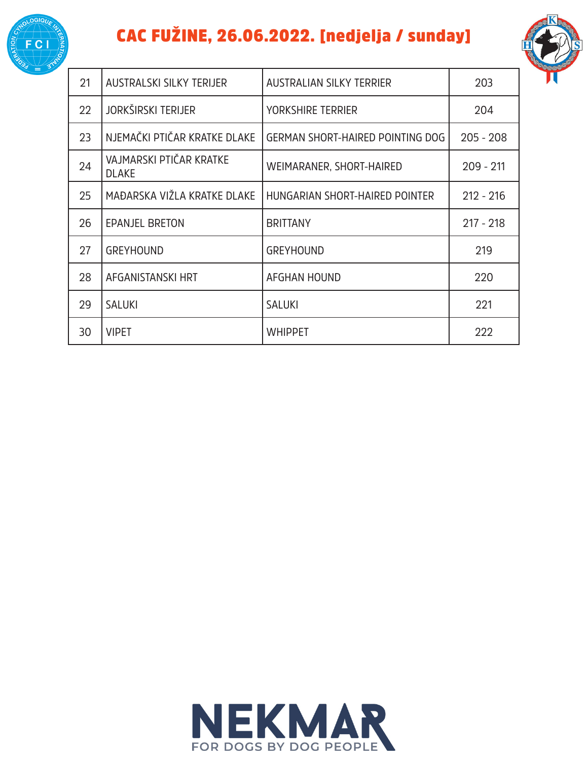# CAC FUŽINE, 26.06.2022. [nedjelja / sunday]

| 21 | AUSTRALSKI SILKY TERIJER | AUSTRALIAN SILKY TERRIER | 203 |
|---|---|---|---|
| 22 | JORKŠIRSKI TERIJER | YORKSHIRE TERRIER | 204 |
| 23 | NJEMAČKI PTIČAR KRATKE DLAKE | GERMAN SHORT-HAIRED POINTING DOG | 205 - 208 |
| 24 | VAJMARSKI PTIČAR KRATKE DLAKE | WEIMARANER, SHORT-HAIRED | 209 - 211 |
| 25 | MAĐARSKA VIŽLA KRATKE DLAKE | HUNGARIAN SHORT-HAIRED POINTER | 212 - 216 |
| 26 | EPANJEL BRETON | BRITTANY | 217 - 218 |
| 27 | GREYHOUND | GREYHOUND | 219 |
| 28 | AFGANISTANSKI HRT | AFGHAN HOUND | 220 |
| 29 | SALUKI | SALUKI | 221 |
| 30 | VIPET | WHIPPET | 222 |

NEKMAR
FOR DOGS BY DOG PEOPLE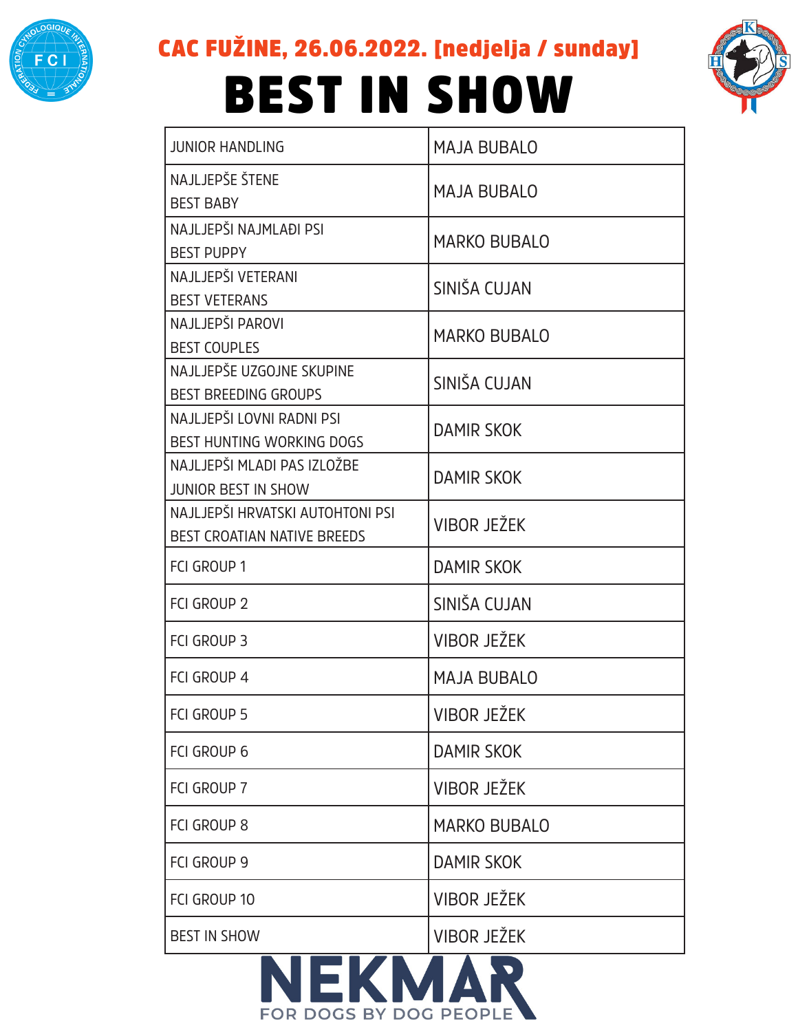## CAC FUŽINE, 26.06.2022. [nedjelja / sunday]

# BEST IN SHOW

| | |
|---|---|
| JUNIOR HANDLING | MAJA BUBALO |
| NAJLJEPŠE ŠTENE<br>BEST BABY | MAJA BUBALO |
| NAJLJEPŠI NAJMLAĐI PSI<br>BEST PUPPY | MARKO BUBALO |
| NAJLJEPŠI VETERANI<br>BEST VETERANS | SINIŠA CUJAN |
| NAJLJEPŠI PAROVI<br>BEST COUPLES | MARKO BUBALO |
| NAJLJEPŠE UZGOJNE SKUPINE<br>BEST BREEDING GROUPS | SINIŠA CUJAN |
| NAJLJEPŠI LOVNI RADNI PSI<br>BEST HUNTING WORKING DOGS | DAMIR SKOK |
| NAJLJEPŠI MLADI PAS IZLOŽBE<br>JUNIOR BEST IN SHOW | DAMIR SKOK |
| NAJLJEPŠI HRVATSKI AUTOHTONI PSI<br>BEST CROATIAN NATIVE BREEDS | VIBOR JEŽEK |
| FCI GROUP 1 | DAMIR SKOK |
| FCI GROUP 2 | SINIŠA CUJAN |
| FCI GROUP 3 | VIBOR JEŽEK |
| FCI GROUP 4 | MAJA BUBALO |
| FCI GROUP 5 | VIBOR JEŽEK |
| FCI GROUP 6 | DAMIR SKOK |
| FCI GROUP 7 | VIBOR JEŽEK |
| FCI GROUP 8 | MARKO BUBALO |
| FCI GROUP 9 | DAMIR SKOK |
| FCI GROUP 10 | VIBOR JEŽEK |
| BEST IN SHOW | VIBOR JEŽEK |

NEKMAR
FOR DOGS BY DOG PEOPLE